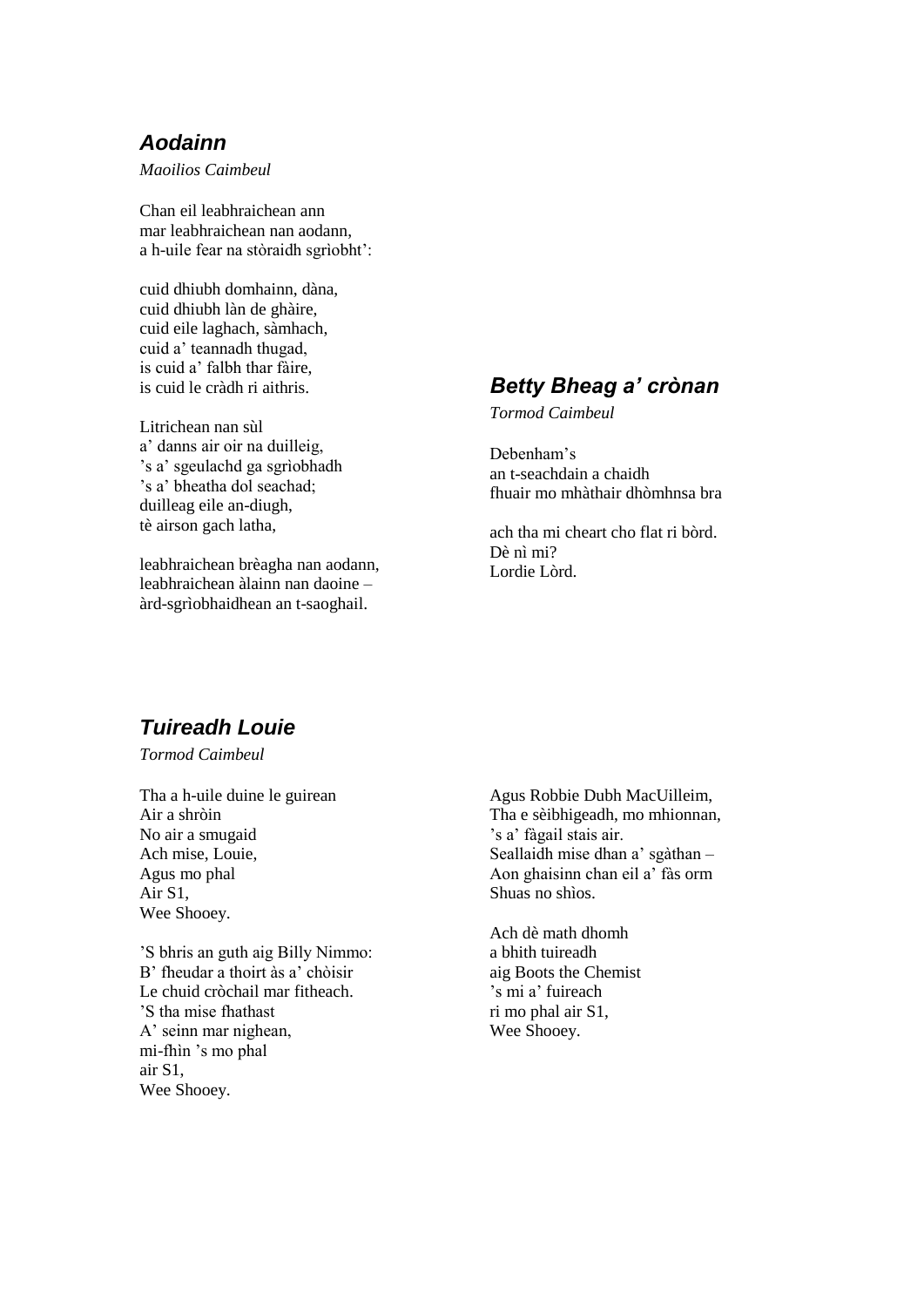## *Aodainn*

*Maoilios Caimbeul*

Chan eil leabhraichean ann
mar leabhraichean nan aodann,
a h-uile fear na stòraidh sgrìobht':

cuid dhiubh domhainn, dàna,
cuid dhiubh làn de ghàire,
cuid eile laghach, sàmhach,
cuid a' teannadh thugad,
is cuid a' falbh thar fàire,
is cuid le cràdh ri aithris.

Litrichean nan sùl
a' danns air oir na duilleig,
's a' sgeulachd ga sgrìobhadh
's a' bheatha dol seachad;
duilleag eile an-diugh,
tè airson gach latha,

leabhraichean brèagha nan aodann,
leabhraichean àlainn nan daoine –
àrd-sgrìobhaidhean an t-saoghail.

## *Betty Bheag a' crònan*

*Tormod Caimbeul*

Debenham's
an t-seachdain a chaidh
fhuair mo mhàthair dhòmhnsa bra

ach tha mi cheart cho flat ri bòrd.
Dè nì mi?
Lordie Lòrd.

## *Tuireadh Louie*

*Tormod Caimbeul*

Tha a h-uile duine le guirean
Air a shròin
No air a smugaid
Ach mise, Louie,
Agus mo phal
Air S1,
Wee Shooey.

'S bhris an guth aig Billy Nimmo:
B' fheudar a thoirt às a' chòisir
Le chuid cròchail mar fitheach.
'S tha mise fhathast
A' seinn mar nighean,
mi-fhìn 's mo phal
air S1,
Wee Shooey.

Agus Robbie Dubh MacUilleim,
Tha e sèibhigeadh, mo mhionnan,
's a' fàgail stais air.
Seallaidh mise dhan a' sgàthan –
Aon ghaisinn chan eil a' fàs orm
Shuas no shìos.

Ach dè math dhomh
a bhith tuireadh
aig Boots the Chemist
's mi a' fuireach
ri mo phal air S1,
Wee Shooey.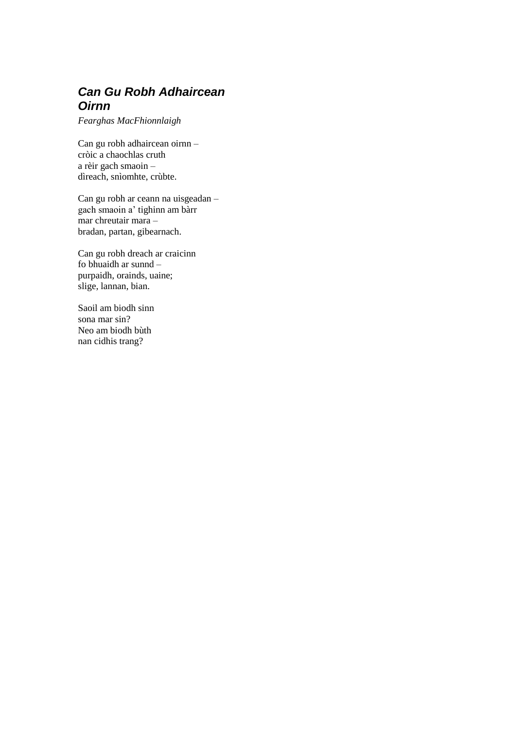## *Can Gu Robh Adhaircean Oirnn*

*Fearghas MacFhionnlaigh*

Can gu robh adhaircean oirnn –  
cròic a chaochlas cruth  
a rèir gach smaoin –  
dìreach, snìomhte, crùbte.

Can gu robh ar ceann na uisgeadan –  
gach smaoin a' tighinn am bàrr  
mar chreutair mara –  
bradan, partan, gibearnach.

Can gu robh dreach ar craicinn  
fo bhuaidh ar sunnd –  
purpaidh, orainds, uaine;  
slige, lannan, bian.

Saoil am biodh sinn  
sona mar sin?  
Neo am biodh bùth  
nan cidhis trang?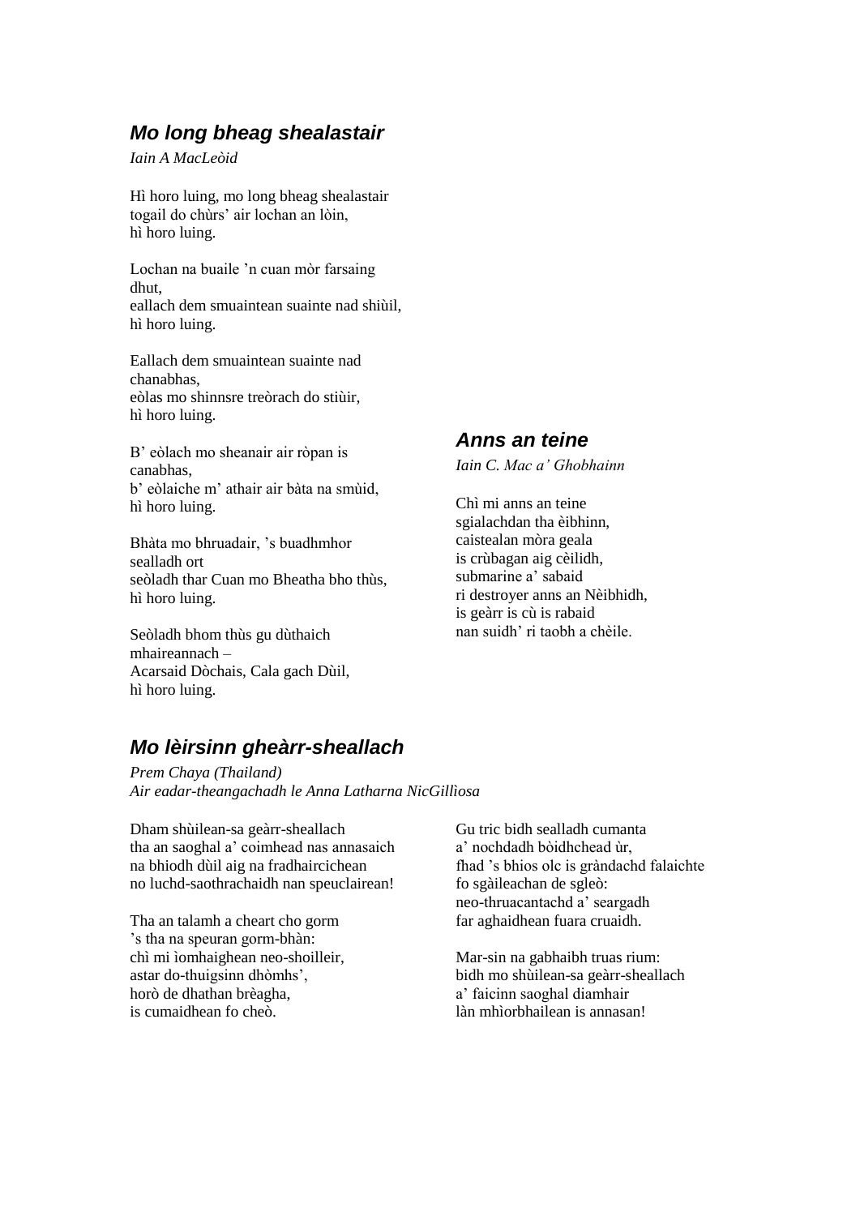## *Mo long bheag shealastair*

*Iain A MacLeòid*

Hì horo luing, mo long bheag shealastair
togail do chùrs' air lochan an lòin,
hì horo luing.

Lochan na buaile 'n cuan mòr farsaing dhut,
eallach dem smuaintean suainte nad shiùil,
hì horo luing.

Eallach dem smuaintean suainte nad chanabhas,
eòlas mo shinnsre treòrach do stiùir,
hì horo luing.

B' eòlach mo sheanair air ròpan is canabhas,
b' eòlaiche m' athair air bàta na smùid,
hì horo luing.

Bhàta mo bhruadair, 's buadhmhor sealladh ort
seòladh thar Cuan mo Bheatha bho thùs,
hì horo luing.

Seòladh bhom thùs gu dùthaich mhaireannach –
Acarsaid Dòchais, Cala gach Dùil,
hì horo luing.

## *Anns an teine*

*Iain C. Mac a' Ghobhainn*

Chì mi anns an teine
sgialachdan tha èibhinn,
caistealan mòra geala
is crùbagan aig cèilidh,
submarine a' sabaid
ri destroyer anns an Nèibhidh,
is geàrr is cù is rabaid
nan suidh' ri taobh a chèile.

## *Mo lèirsinn gheàrr-sheallach*

*Prem Chaya (Thailand)*
*Air eadar-theangachadh le Anna Latharna NicGillìosa*

Dham shùilean-sa geàrr-sheallach
tha an saoghal a' coimhead nas annasaich
na bhiodh dùil aig na fradhaircichean
no luchd-saothrachaidh nan speuclairean!

Tha an talamh a cheart cho gorm
's tha na speuran gorm-bhàn:
chì mi ìomhaighean neo-shoilleir,
astar do-thuigsinn dhòmhs',
horò de dhathan brèagha,
is cumaidhean fo cheò.

Gu tric bidh sealladh cumanta
a' nochdadh bòidhchead ùr,
fhad 's bhios olc is gràndachd falaichte
fo sgàileachan de sgleò:
neo-thruacantachd a' seargadh
far aghaidhean fuara cruaidh.

Mar-sin na gabhaibh truas rium:
bidh mo shùilean-sa geàrr-sheallach
a' faicinn saoghal diamhair
làn mhìorbhailean is annasan!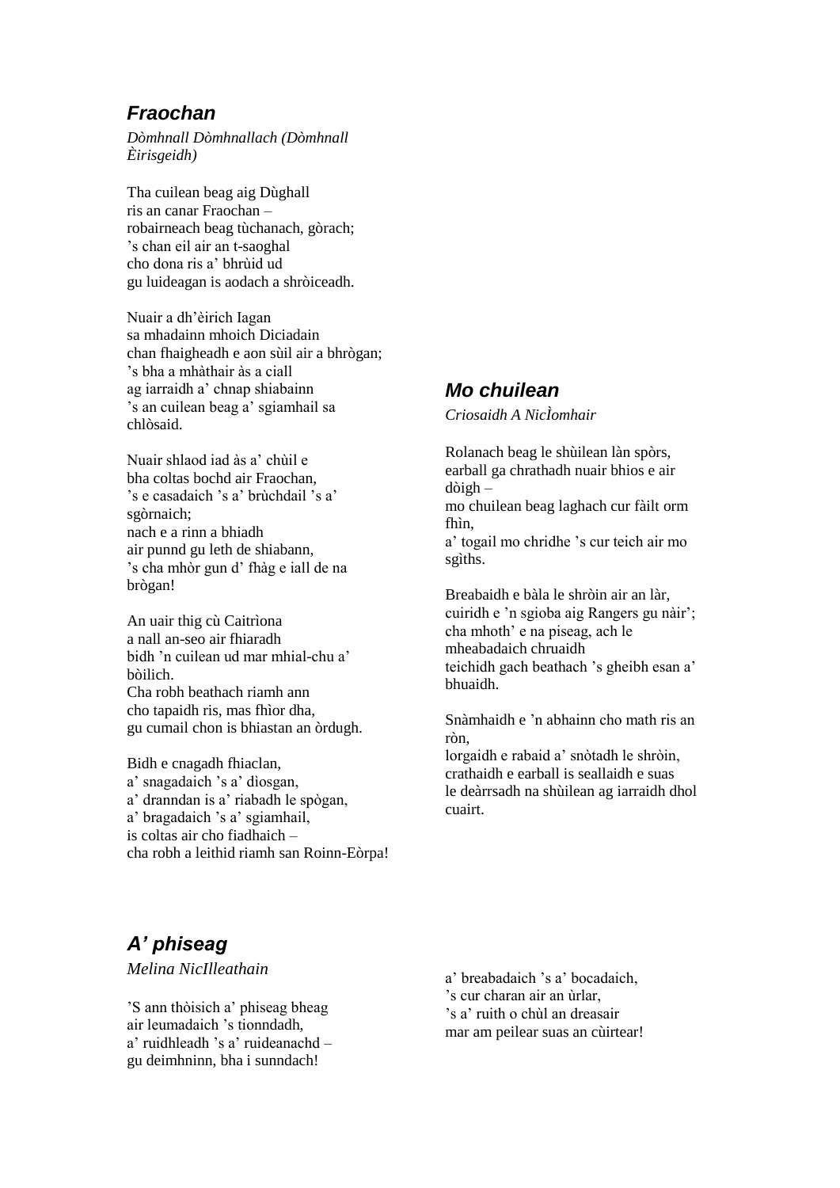### *Fraochan*

*Dòmhnall Dòmhnallach (Dòmhnall Èirisgeidh)*

Tha cuilean beag aig Dùghall
ris an canar Fraochan –
robairneach beag tùchanach, gòrach;
’s chan eil air an t-saoghal
cho dona ris a’ bhrùid ud
gu luideagan is aodach a shròiceadh.

Nuair a dh’èirich Iagan
sa mhadainn mhoich Diciadain
chan fhaigheadh e aon sùil air a bhrògan;
’s bha a mhàthair às a ciall
ag iarraidh a’ chnap shiabainn
’s an cuilean beag a’ sgiamhail sa chlòsaid.

Nuair shlaod iad às a’ chùil e
bha coltas bochd air Fraochan,
’s e casadaich ’s a’ brùchdail ’s a’ sgòrnaich;
nach e a rinn a bhiadh
air punnd gu leth de shiabann,
’s cha mhòr gun d’ fhàg e iall de na brògan!

An uair thig cù Caitrìona
a nall an-seo air fhiaradh
bidh ’n cuilean ud mar mhial-chu a’ bòilich.
Cha robh beathach riamh ann
cho tapaidh ris, mas fhìor dha,
gu cumail chon is bhiastan an òrdugh.

Bidh e cnagadh fhiaclan,
a’ snagadaich ’s a’ dìosgan,
a’ dranndan is a’ riabadh le spògan,
a’ bragadaich ’s a’ sgiamhail,
is coltas air cho fiadhaich –
cha robh a leithid riamh san Roinn-Eòrpa!

### *Mo chuilean*

*Criosaidh A NicÌomhair*

Rolanach beag le shùilean làn spòrs,
earball ga chrathadh nuair bhios e air dòigh –
mo chuilean beag laghach cur fàilt orm fhìn,
a’ togail mo chridhe ’s cur teich air mo sgìths.

Breabaidh e bàla le shròin air an làr,
cuiridh e ’n sgioba aig Rangers gu nàir’;
cha mhoth’ e na piseag, ach le mheabadaich chruaidh
teichidh gach beathach ’s gheibh esan a’ bhuaidh.

Snàmhaidh e ’n abhainn cho math ris an ròn,
lorgaidh e rabaid a’ snòtadh le shròin,
crathaidh e earball is seallaidh e suas
le deàrrsadh na shùilean ag iarraidh dhol cuairt.

### *A’ phiseag*

*Melina NicIlleathain*

’S ann thòisich a’ phiseag bheag
air leumadaich ’s tionndadh,
a’ ruidhleadh ’s a’ ruideanachd –
gu deimhninn, bha i sunndach!

a’ breabadaich ’s a’ bocadaich,
’s cur charan air an ùrlar,
’s a’ ruith o chùl an dreasair
mar am peilear suas an cùirtear!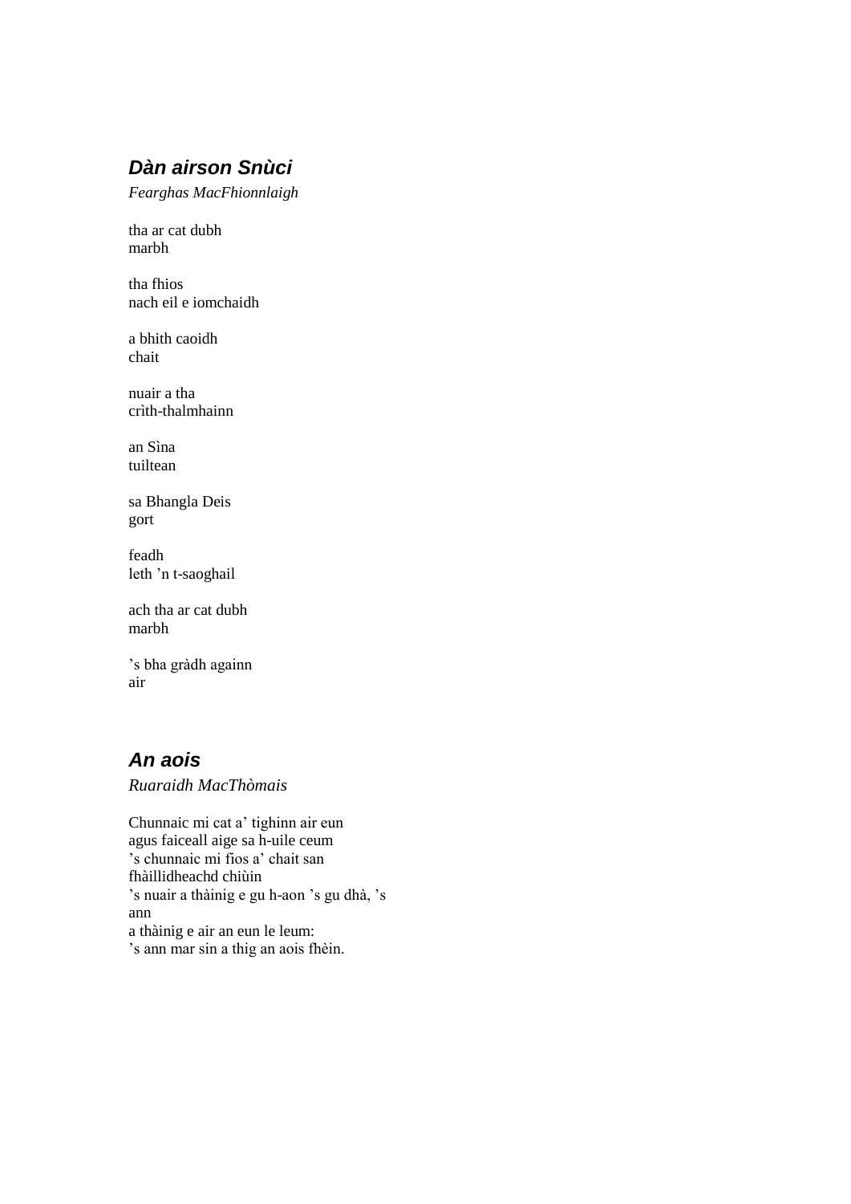## *Dàn airson Snùci*

*Fearghas MacFhionnlaigh*

tha ar cat dubh  
marbh

tha fhios  
nach eil e iomchaidh

a bhith caoidh  
chait

nuair a tha  
crìth-thalmhainn

an Sìna  
tuiltean

sa Bhangla Deis  
gort

feadh  
leth 'n t-saoghail

ach tha ar cat dubh  
marbh

's bha gràdh againn  
air

## *An aois*

*Ruaraidh MacThòmais*

Chunnaic mi cat a' tighinn air eun  
agus faiceall aige sa h-uile ceum  
's chunnaic mi fios a' chait san  
fhàillidheachd chiùin  
's nuair a thàinig e gu h-aon 's gu dhà, 's  
ann  
a thàinig e air an eun le leum:  
's ann mar sin a thig an aois fhèin.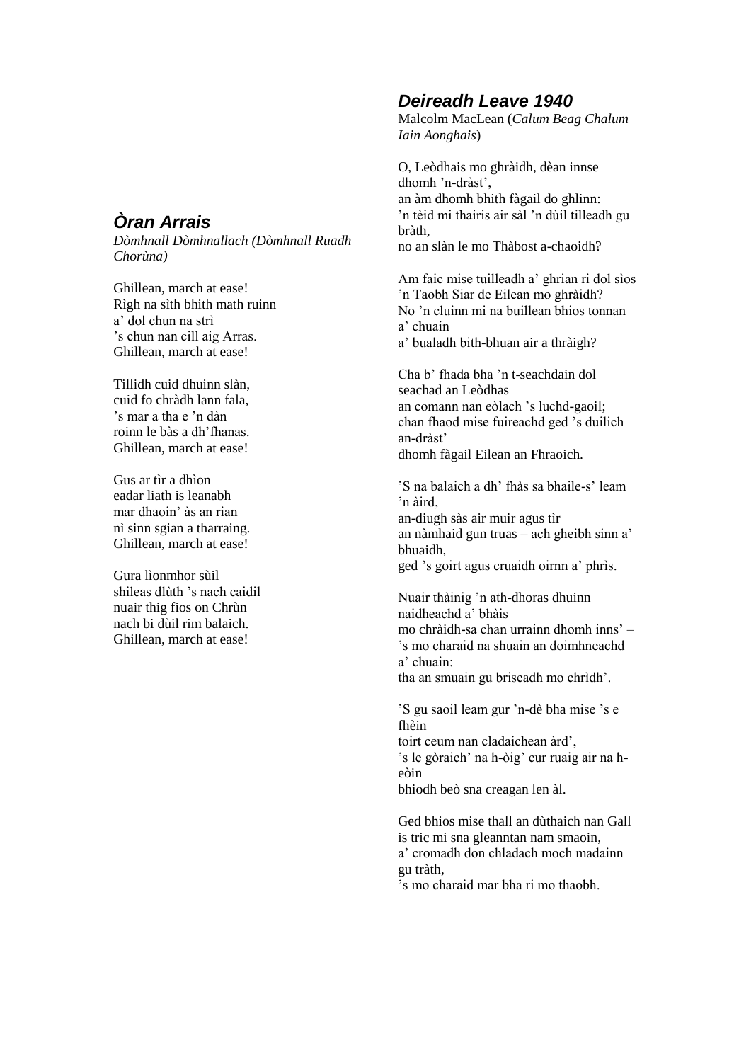## *Òran Arrais*

*Dòmhnall Dòmhnallach (Dòmhnall Ruadh Chorùna)*

Ghillean, march at ease!
Rìgh na sìth bhith math ruinn
a' dol chun na strì
's chun nan cill aig Arras.
Ghillean, march at ease!

Tillidh cuid dhuinn slàn,
cuid fo chràdh lann fala,
's mar a tha e 'n dàn
roinn le bàs a dh'fhanas.
Ghillean, march at ease!

Gus ar tìr a dhìon
eadar liath is leanabh
mar dhaoin' às an rian
nì sinn sgian a tharraing.
Ghillean, march at ease!

Gura lìonmhor sùil
shileas dlùth 's nach caidil
nuair thig fios on Chrùn
nach bi dùil rim balaich.
Ghillean, march at ease!

## *Deireadh Leave 1940*

Malcolm MacLean (*Calum Beag Chalum Iain Aonghais*)

O, Leòdhais mo ghràidh, dèan innse dhomh 'n-dràst',
an àm dhomh bhith fàgail do ghlinn:
'n tèid mi thairis air sàl 'n dùil tilleadh gu bràth,
no an slàn le mo Thàbost a-chaoidh?

Am faic mise tuilleadh a' ghrian ri dol sìos
'n Taobh Siar de Eilean mo ghràidh?
No 'n cluinn mi na buillean bhios tonnan a' chuain
a' bualadh bith-bhuan air a thràigh?

Cha b' fhada bha 'n t-seachdain dol seachad an Leòdhas
an comann nan eòlach 's luchd-gaoil;
chan fhaod mise fuireachd ged 's duilich an-dràst'
dhomh fàgail Eilean an Fhraoich.

'S na balaich a dh' fhàs sa bhaile-s' leam 'n àird,
an-diugh sàs air muir agus tìr
an nàmhaid gun truas – ach gheibh sinn a' bhuaidh,
ged 's goirt agus cruaidh oirnn a' phrìs.

Nuair thàinig 'n ath-dhoras dhuinn naidheachd a' bhàis
mo chràidh-sa chan urrainn dhomh inns' –
's mo charaid na shuain an doimhneachd a' chuain:
tha an smuain gu briseadh mo chrìdh'.

'S gu saoil leam gur 'n-dè bha mise 's e fhèin
toirt ceum nan cladaichean àrd',
's le gòraich' na h-òig' cur ruaig air na h-eòin
bhiodh beò sna creagan len àl.

Ged bhios mise thall an dùthaich nan Gall
is tric mi sna gleanntan nam smaoin,
a' cromadh don chladach moch madainn gu tràth,
's mo charaid mar bha ri mo thaobh.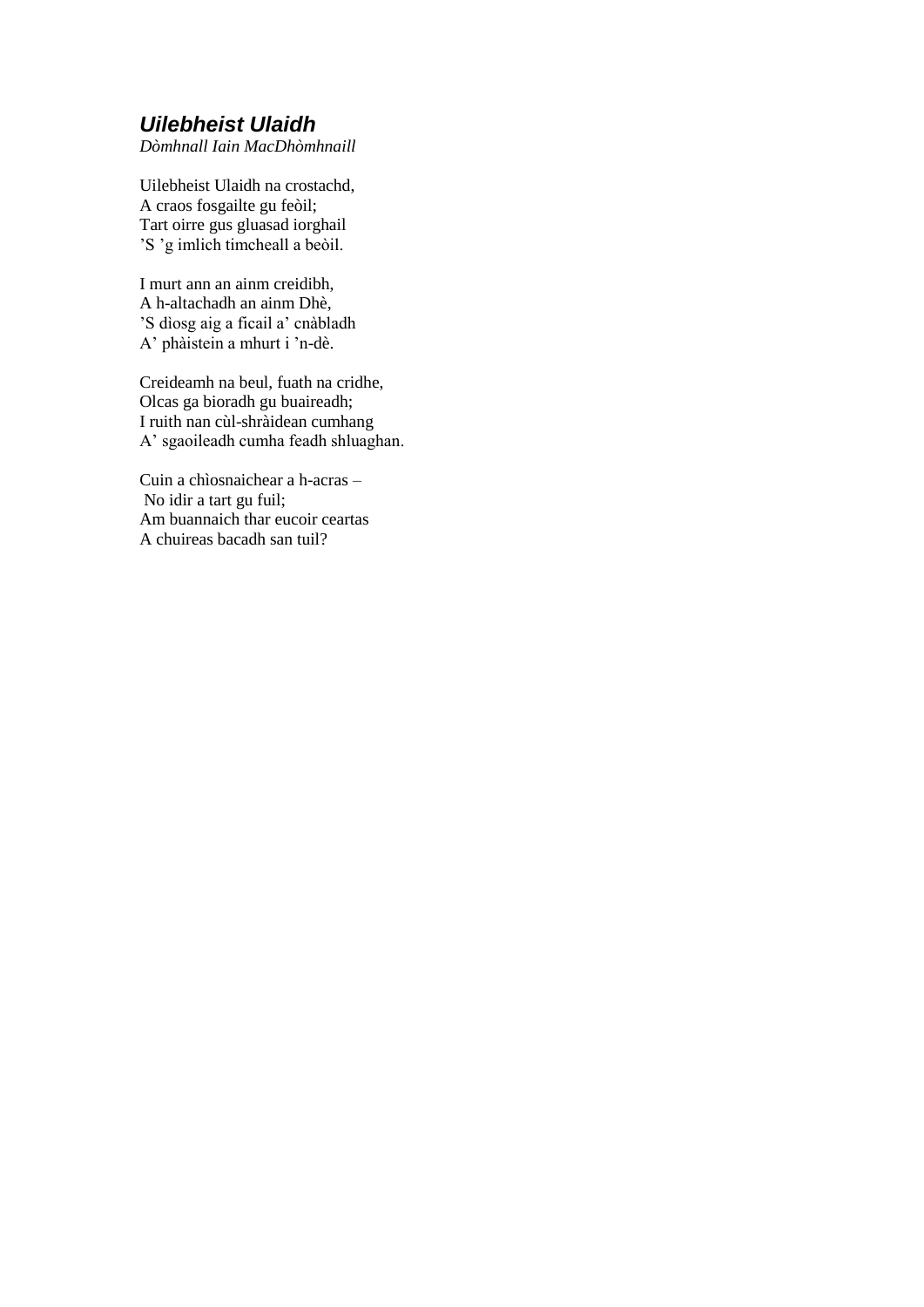## ***Uilebheist Ulaidh***

*Dòmhnall Iain MacDhòmhnaill*

Uilebheist Ulaidh na crostachd,
A craos fosgailte gu feòil;
Tart oirre gus gluasad iorghail
'S 'g imlich timcheall a beòil.

I murt ann an ainm creidibh,
A h-altachadh an ainm Dhè,
'S dìosg aig a fìcail a' cnàbladh
A' phàistein a mhurt i 'n-dè.

Creideamh na beul, fuath na cridhe,
Olcas ga bioradh gu buaireadh;
I ruith nan cùl-shràidean cumhang
A' sgaoileadh cumha feadh shluaghan.

Cuin a chìosnaichear a h-acras –
No idir a tart gu fuil;
Am buannaich thar eucoir ceartas
A chuireas bacadh san tuil?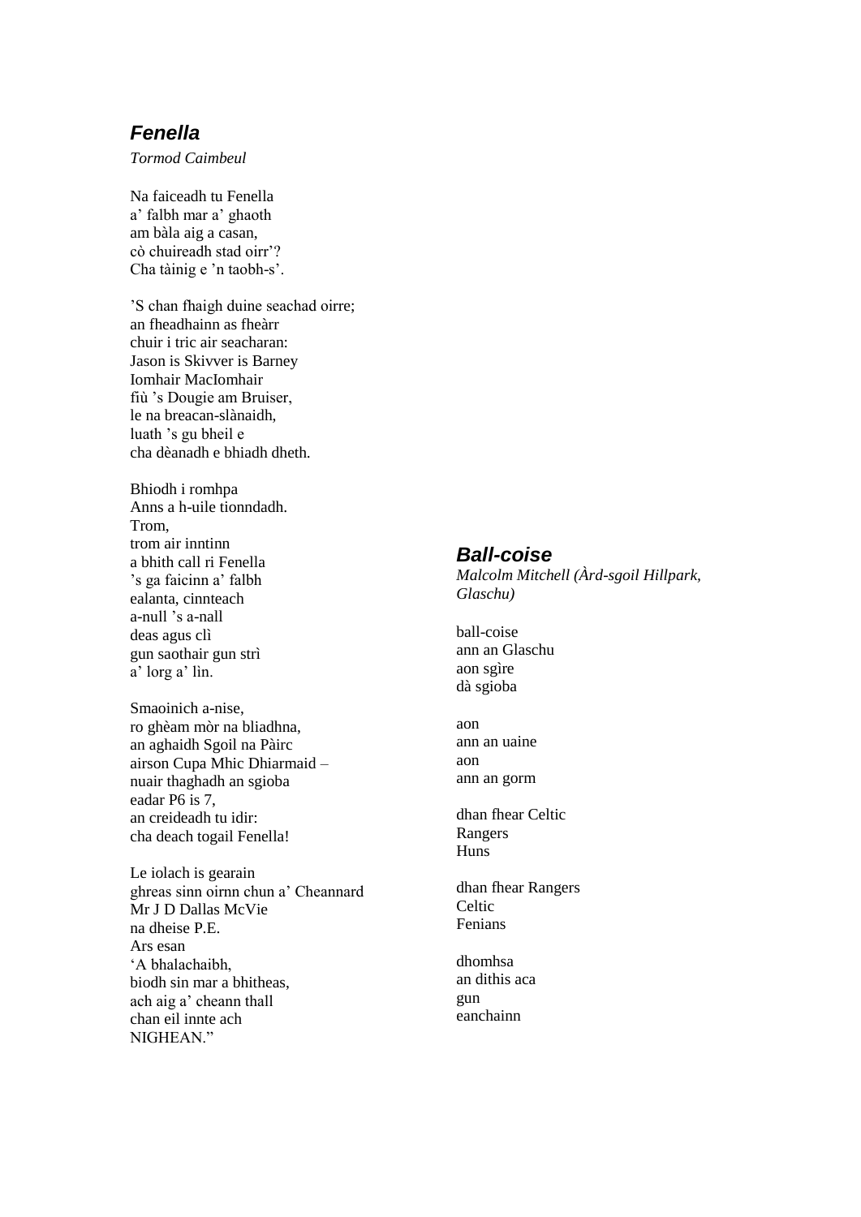### ***Fenella***

*Tormod Caimbeul*

Na faiceadh tu Fenella
a' falbh mar a' ghaoth
am bàla aig a casan,
cò chuireadh stad oirr'?
Cha tàinig e 'n taobh-s'.

'S chan fhaigh duine seachad oirre;
an fheadhainn as fheàrr
chuir i tric air seacharan:
Jason is Skivver is Barney
Iomhair MacIomhair
fiù 's Dougie am Bruiser,
le na breacan-slànaidh,
luath 's gu bheil e
cha dèanadh e bhiadh dheth.

Bhiodh i romhpa
Anns a h-uile tionndadh.
Trom,
trom air inntinn
a bhith call ri Fenella
's ga faicinn a' falbh
ealanta, cinnteach
a-null 's a-nall
deas agus clì
gun saothair gun strì
a' lorg a' lìn.

Smaoinich a-nise,
ro ghèam mòr na bliadhna,
an aghaidh Sgoil na Pàirc
airson Cupa Mhic Dhiarmaid –
nuair thaghadh an sgioba
eadar P6 is 7,
an creideadh tu idir:
cha deach togail Fenella!

Le iolach is gearain
ghreas sinn oirnn chun a' Cheannard
Mr J D Dallas McVie
na dheise P.E.
Ars esan
'A bhalachaibh,
biodh sin mar a bhitheas,
ach aig a' cheann thall
chan eil innte ach
NIGHEAN."

### ***Ball-coise***

*Malcolm Mitchell (Àrd-sgoil Hillpark, Glaschu)*

ball-coise
ann an Glaschu
aon sgìre
dà sgioba

aon
ann an uaine
aon
ann an gorm

dhan fhear Celtic
Rangers
Huns

dhan fhear Rangers
Celtic
Fenians

dhomhsa
an dithis aca
gun
eanchainn